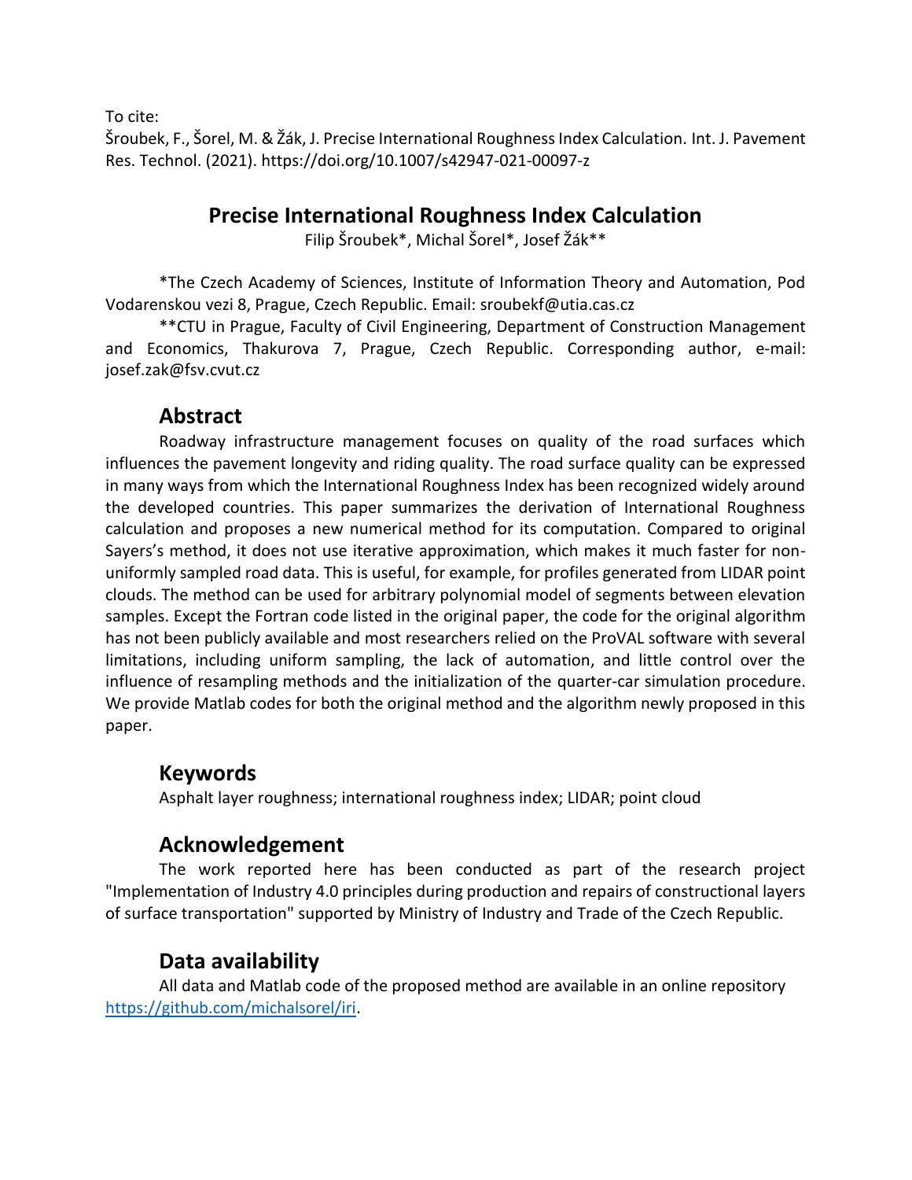To cite:
Šroubek, F., Šorel, M. & Žák, J. Precise International Roughness Index Calculation. Int. J. Pavement Res. Technol. (2021). https://doi.org/10.1007/s42947-021-00097-z

# Precise International Roughness Index Calculation

Filip Šroubek*, Michal Šorel*, Josef Žák**

*The Czech Academy of Sciences, Institute of Information Theory and Automation, Pod Vodarenskou vezi 8, Prague, Czech Republic. Email: sroubekf@utia.cas.cz

**CTU in Prague, Faculty of Civil Engineering, Department of Construction Management and Economics, Thakurova 7, Prague, Czech Republic. Corresponding author, e-mail: josef.zak@fsv.cvut.cz

## Abstract

Roadway infrastructure management focuses on quality of the road surfaces which influences the pavement longevity and riding quality. The road surface quality can be expressed in many ways from which the International Roughness Index has been recognized widely around the developed countries. This paper summarizes the derivation of International Roughness calculation and proposes a new numerical method for its computation. Compared to original Sayers's method, it does not use iterative approximation, which makes it much faster for non-uniformly sampled road data. This is useful, for example, for profiles generated from LIDAR point clouds. The method can be used for arbitrary polynomial model of segments between elevation samples. Except the Fortran code listed in the original paper, the code for the original algorithm has not been publicly available and most researchers relied on the ProVAL software with several limitations, including uniform sampling, the lack of automation, and little control over the influence of resampling methods and the initialization of the quarter-car simulation procedure. We provide Matlab codes for both the original method and the algorithm newly proposed in this paper.

## Keywords

Asphalt layer roughness; international roughness index; LIDAR; point cloud

## Acknowledgement

The work reported here has been conducted as part of the research project "Implementation of Industry 4.0 principles during production and repairs of constructional layers of surface transportation" supported by Ministry of Industry and Trade of the Czech Republic.

## Data availability

All data and Matlab code of the proposed method are available in an online repository https://github.com/michalsorel/iri.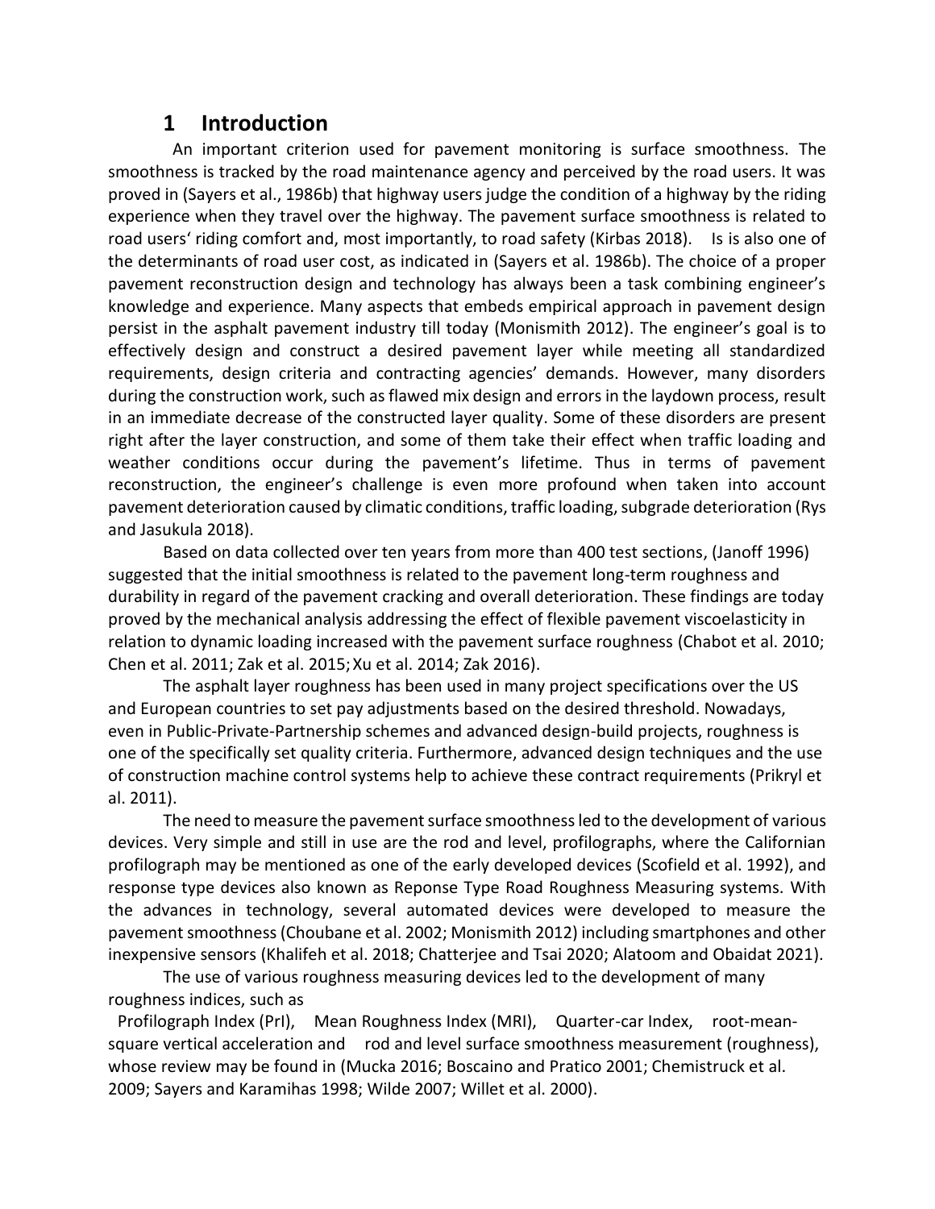# 1 Introduction

An important criterion used for pavement monitoring is surface smoothness. The smoothness is tracked by the road maintenance agency and perceived by the road users. It was proved in (Sayers et al., 1986b) that highway users judge the condition of a highway by the riding experience when they travel over the highway. The pavement surface smoothness is related to road users' riding comfort and, most importantly, to road safety (Kirbas 2018). Is is also one of the determinants of road user cost, as indicated in (Sayers et al. 1986b). The choice of a proper pavement reconstruction design and technology has always been a task combining engineer's knowledge and experience. Many aspects that embeds empirical approach in pavement design persist in the asphalt pavement industry till today (Monismith 2012). The engineer's goal is to effectively design and construct a desired pavement layer while meeting all standardized requirements, design criteria and contracting agencies' demands. However, many disorders during the construction work, such as flawed mix design and errors in the laydown process, result in an immediate decrease of the constructed layer quality. Some of these disorders are present right after the layer construction, and some of them take their effect when traffic loading and weather conditions occur during the pavement's lifetime. Thus in terms of pavement reconstruction, the engineer's challenge is even more profound when taken into account pavement deterioration caused by climatic conditions, traffic loading, subgrade deterioration (Rys and Jasukula 2018).

Based on data collected over ten years from more than 400 test sections, (Janoff 1996) suggested that the initial smoothness is related to the pavement long-term roughness and durability in regard of the pavement cracking and overall deterioration. These findings are today proved by the mechanical analysis addressing the effect of flexible pavement viscoelasticity in relation to dynamic loading increased with the pavement surface roughness (Chabot et al. 2010; Chen et al. 2011; Zak et al. 2015; Xu et al. 2014; Zak 2016).

The asphalt layer roughness has been used in many project specifications over the US and European countries to set pay adjustments based on the desired threshold. Nowadays, even in Public-Private-Partnership schemes and advanced design-build projects, roughness is one of the specifically set quality criteria. Furthermore, advanced design techniques and the use of construction machine control systems help to achieve these contract requirements (Prikryl et al. 2011).

The need to measure the pavement surface smoothness led to the development of various devices. Very simple and still in use are the rod and level, profilographs, where the Californian profilograph may be mentioned as one of the early developed devices (Scofield et al. 1992), and response type devices also known as Reponse Type Road Roughness Measuring systems. With the advances in technology, several automated devices were developed to measure the pavement smoothness (Choubane et al. 2002; Monismith 2012) including smartphones and other inexpensive sensors (Khalifeh et al. 2018; Chatterjee and Tsai 2020; Alatoom and Obaidat 2021).

The use of various roughness measuring devices led to the development of many roughness indices, such as

Profilograph Index (PrI), Mean Roughness Index (MRI), Quarter-car Index, root-mean-square vertical acceleration and rod and level surface smoothness measurement (roughness), whose review may be found in (Mucka 2016; Boscaino and Pratico 2001; Chemistruck et al. 2009; Sayers and Karamihas 1998; Wilde 2007; Willet et al. 2000).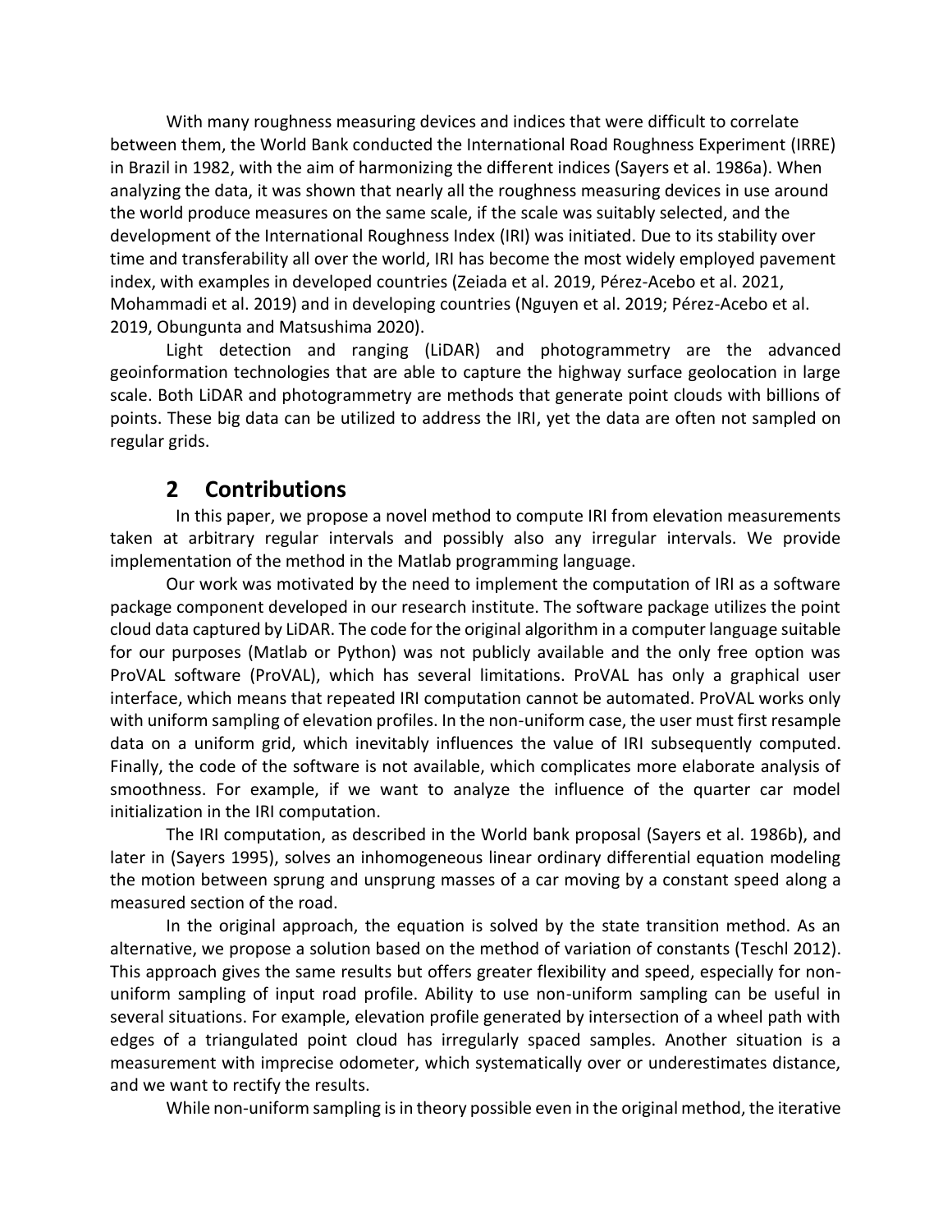With many roughness measuring devices and indices that were difficult to correlate between them, the World Bank conducted the International Road Roughness Experiment (IRRE) in Brazil in 1982, with the aim of harmonizing the different indices (Sayers et al. 1986a). When analyzing the data, it was shown that nearly all the roughness measuring devices in use around the world produce measures on the same scale, if the scale was suitably selected, and the development of the International Roughness Index (IRI) was initiated. Due to its stability over time and transferability all over the world, IRI has become the most widely employed pavement index, with examples in developed countries (Zeiada et al. 2019, Pérez-Acebo et al. 2021, Mohammadi et al. 2019) and in developing countries (Nguyen et al. 2019; Pérez-Acebo et al. 2019, Obunguta and Matsushima 2020).

Light detection and ranging (LiDAR) and photogrammetry are the advanced geoinformation technologies that are able to capture the highway surface geolocation in large scale. Both LiDAR and photogrammetry are methods that generate point clouds with billions of points. These big data can be utilized to address the IRI, yet the data are often not sampled on regular grids.

## 2 Contributions

In this paper, we propose a novel method to compute IRI from elevation measurements taken at arbitrary regular intervals and possibly also any irregular intervals. We provide implementation of the method in the Matlab programming language.

Our work was motivated by the need to implement the computation of IRI as a software package component developed in our research institute. The software package utilizes the point cloud data captured by LiDAR. The code for the original algorithm in a computer language suitable for our purposes (Matlab or Python) was not publicly available and the only free option was ProVAL software (ProVAL), which has several limitations. ProVAL has only a graphical user interface, which means that repeated IRI computation cannot be automated. ProVAL works only with uniform sampling of elevation profiles. In the non-uniform case, the user must first resample data on a uniform grid, which inevitably influences the value of IRI subsequently computed. Finally, the code of the software is not available, which complicates more elaborate analysis of smoothness. For example, if we want to analyze the influence of the quarter car model initialization in the IRI computation.

The IRI computation, as described in the World bank proposal (Sayers et al. 1986b), and later in (Sayers 1995), solves an inhomogeneous linear ordinary differential equation modeling the motion between sprung and unsprung masses of a car moving by a constant speed along a measured section of the road.

In the original approach, the equation is solved by the state transition method. As an alternative, we propose a solution based on the method of variation of constants (Teschl 2012). This approach gives the same results but offers greater flexibility and speed, especially for non-uniform sampling of input road profile. Ability to use non-uniform sampling can be useful in several situations. For example, elevation profile generated by intersection of a wheel path with edges of a triangulated point cloud has irregularly spaced samples. Another situation is a measurement with imprecise odometer, which systematically over or underestimates distance, and we want to rectify the results.

While non-uniform sampling is in theory possible even in the original method, the iterative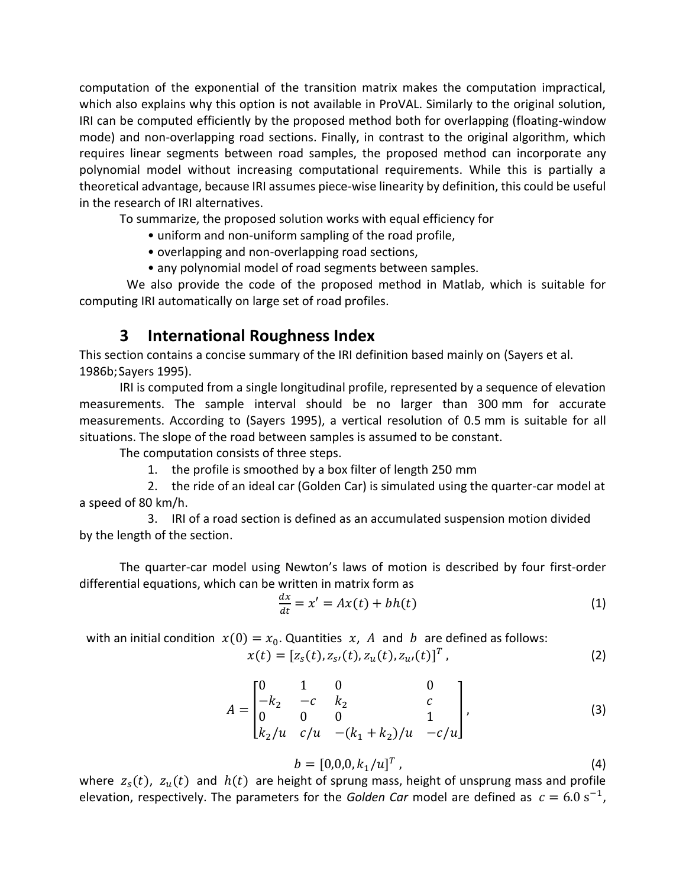computation of the exponential of the transition matrix makes the computation impractical, which also explains why this option is not available in ProVAL. Similarly to the original solution, IRI can be computed efficiently by the proposed method both for overlapping (floating-window mode) and non-overlapping road sections. Finally, in contrast to the original algorithm, which requires linear segments between road samples, the proposed method can incorporate any polynomial model without increasing computational requirements. While this is partially a theoretical advantage, because IRI assumes piece-wise linearity by definition, this could be useful in the research of IRI alternatives.

To summarize, the proposed solution works with equal efficiency for

- uniform and non-uniform sampling of the road profile,
- overlapping and non-overlapping road sections,
- any polynomial model of road segments between samples.

We also provide the code of the proposed method in Matlab, which is suitable for computing IRI automatically on large set of road profiles.

## 3 International Roughness Index

This section contains a concise summary of the IRI definition based mainly on (Sayers et al. 1986b; Sayers 1995).

IRI is computed from a single longitudinal profile, represented by a sequence of elevation measurements. The sample interval should be no larger than 300 mm for accurate measurements. According to (Sayers 1995), a vertical resolution of 0.5 mm is suitable for all situations. The slope of the road between samples is assumed to be constant.

The computation consists of three steps.

1. the profile is smoothed by a box filter of length 250 mm
2. the ride of an ideal car (Golden Car) is simulated using the quarter-car model at a speed of 80 km/h.
3. IRI of a road section is defined as an accumulated suspension motion divided by the length of the section.

The quarter-car model using Newton's laws of motion is described by four first-order differential equations, which can be written in matrix form as

$$\frac{dx}{dt} = x' = Ax(t) + bh(t) \tag{1}$$

with an initial condition $x(0) = x_0$. Quantities $x$, $A$ and $b$ are defined as follows:

$$x(t) = [z_s(t), z_{s'}(t), z_u(t), z_{u'}(t)]^T, \tag{2}$$

$$A = \begin{bmatrix} 0 & 1 & 0 & 0 \\ -k_2 & -c & k_2 & c \\ 0 & 0 & 0 & 1 \\ k_2/u & c/u & -(k_1+k_2)/u & -c/u \end{bmatrix}, \tag{3}$$

$$b = [0,0,0,k_1/u]^T, \tag{4}$$

where $z_s(t)$, $z_u(t)$ and $h(t)$ are height of sprung mass, height of unsprung mass and profile elevation, respectively. The parameters for the *Golden Car* model are defined as $c = 6.0\ \mathrm{s}^{-1}$,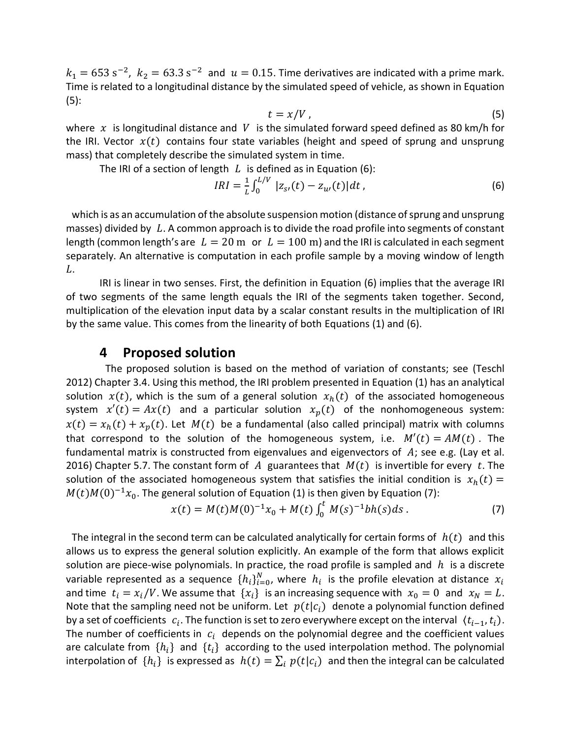$k_1 = 653\ \mathrm{s}^{-2}$, $k_2 = 63.3\ \mathrm{s}^{-2}$ and $u = 0.15$. Time derivatives are indicated with a prime mark. Time is related to a longitudinal distance by the simulated speed of vehicle, as shown in Equation (5):

$$t = x/V\,, \tag{5}$$

where $x$ is longitudinal distance and $V$ is the simulated forward speed defined as 80 km/h for the IRI. Vector $x(t)$ contains four state variables (height and speed of sprung and unsprung mass) that completely describe the simulated system in time.

The IRI of a section of length $L$ is defined as in Equation (6):

$$IRI = \frac{1}{L}\int_0^{L/V} |z_{s'}(t) - z_{u'}(t)|\,dt\,, \tag{6}$$

which is as an accumulation of the absolute suspension motion (distance of sprung and unsprung masses) divided by $L$. A common approach is to divide the road profile into segments of constant length (common length's are $L = 20\ \mathrm{m}$ or $L = 100\ \mathrm{m}$) and the IRI is calculated in each segment separately. An alternative is computation in each profile sample by a moving window of length $L$.

IRI is linear in two senses. First, the definition in Equation (6) implies that the average IRI of two segments of the same length equals the IRI of the segments taken together. Second, multiplication of the elevation input data by a scalar constant results in the multiplication of IRI by the same value. This comes from the linearity of both Equations (1) and (6).

## 4 Proposed solution

The proposed solution is based on the method of variation of constants; see (Teschl 2012) Chapter 3.4. Using this method, the IRI problem presented in Equation (1) has an analytical solution $x(t)$, which is the sum of a general solution $x_h(t)$ of the associated homogeneous system $x'(t) = Ax(t)$ and a particular solution $x_p(t)$ of the nonhomogeneous system: $x(t) = x_h(t) + x_p(t)$. Let $M(t)$ be a fundamental (also called principal) matrix with columns that correspond to the solution of the homogeneous system, i.e. $M'(t) = AM(t)$. The fundamental matrix is constructed from eigenvalues and eigenvectors of $A$; see e.g. (Lay et al. 2016) Chapter 5.7. The constant form of $A$ guarantees that $M(t)$ is invertible for every $t$. The solution of the associated homogeneous system that satisfies the initial condition is $x_h(t) = M(t)M(0)^{-1}x_0$. The general solution of Equation (1) is then given by Equation (7):

$$x(t) = M(t)M(0)^{-1}x_0 + M(t)\int_0^t M(s)^{-1}bh(s)ds\,. \tag{7}$$

The integral in the second term can be calculated analytically for certain forms of $h(t)$ and this allows us to express the general solution explicitly. An example of the form that allows explicit solution are piece-wise polynomials. In practice, the road profile is sampled and $h$ is a discrete variable represented as a sequence $\{h_i\}_{i=0}^{N}$, where $h_i$ is the profile elevation at distance $x_i$ and time $t_i = x_i/V$. We assume that $\{x_i\}$ is an increasing sequence with $x_0 = 0$ and $x_N = L$. Note that the sampling need not be uniform. Let $p(t|c_i)$ denote a polynomial function defined by a set of coefficients $c_i$. The function is set to zero everywhere except on the interval $\langle t_{i-1}, t_i)$. The number of coefficients in $c_i$ depends on the polynomial degree and the coefficient values are calculate from $\{h_i\}$ and $\{t_i\}$ according to the used interpolation method. The polynomial interpolation of $\{h_i\}$ is expressed as $h(t) = \sum_i p(t|c_i)$ and then the integral can be calculated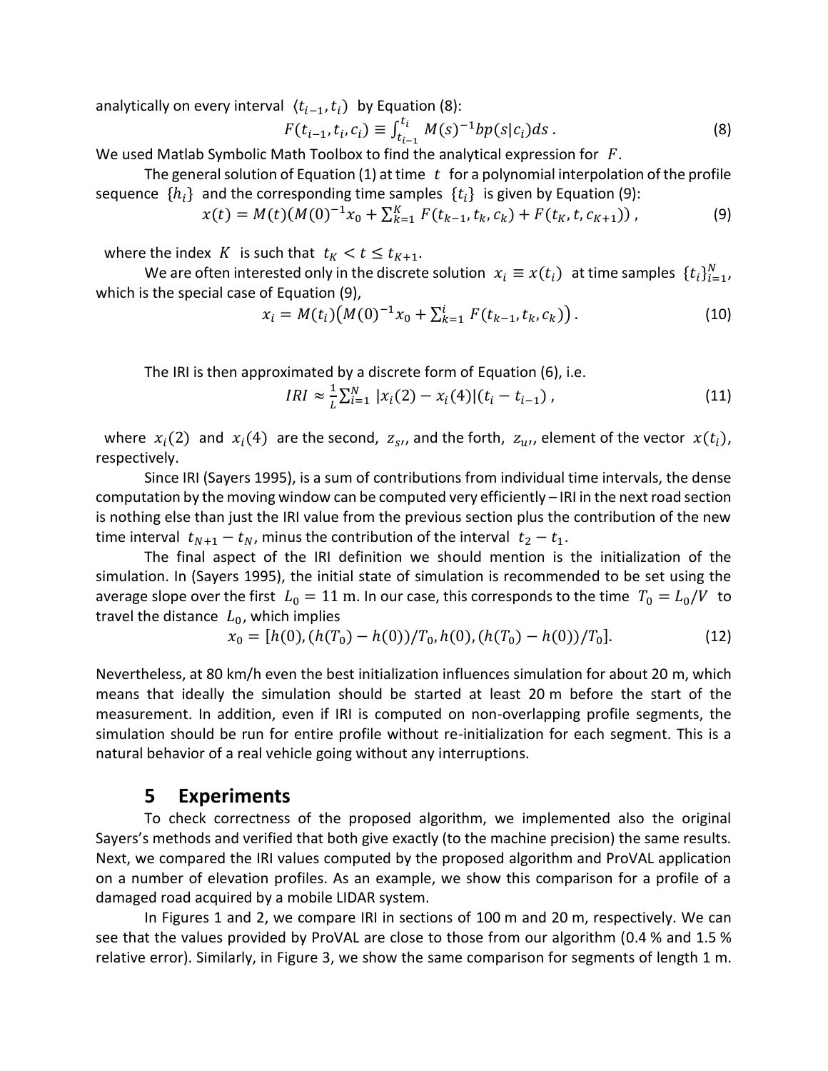analytically on every interval $\langle t_{i-1}, t_i)$ by Equation (8):

$$F(t_{i-1}, t_i, c_i) \equiv \int_{t_{i-1}}^{t_i} M(s)^{-1} b p(s|c_i) ds \,. \tag{8}$$

We used Matlab Symbolic Math Toolbox to find the analytical expression for $F$.

The general solution of Equation (1) at time $t$ for a polynomial interpolation of the profile sequence $\{h_i\}$ and the corresponding time samples $\{t_i\}$ is given by Equation (9):

$$x(t) = M(t)\left(M(0)^{-1} x_0 + \sum_{k=1}^{K} F(t_{k-1}, t_k, c_k) + F(t_K, t, c_{K+1})\right), \tag{9}$$

where the index $K$ is such that $t_K < t \leq t_{K+1}$.

We are often interested only in the discrete solution $x_i \equiv x(t_i)$ at time samples $\{t_i\}_{i=1}^{N}$, which is the special case of Equation (9),

$$x_i = M(t_i)\left(M(0)^{-1} x_0 + \sum_{k=1}^{i} F(t_{k-1}, t_k, c_k)\right). \tag{10}$$

The IRI is then approximated by a discrete form of Equation (6), i.e.

$$IRI \approx \frac{1}{L} \sum_{i=1}^{N} |x_i(2) - x_i(4)|(t_i - t_{i-1}) \,, \tag{11}$$

where $x_i(2)$ and $x_i(4)$ are the second, $z_{s'}$, and the forth, $z_{u'}$, element of the vector $x(t_i)$, respectively.

Since IRI (Sayers 1995), is a sum of contributions from individual time intervals, the dense computation by the moving window can be computed very efficiently – IRI in the next road section is nothing else than just the IRI value from the previous section plus the contribution of the new time interval $t_{N+1} - t_N$, minus the contribution of the interval $t_2 - t_1$.

The final aspect of the IRI definition we should mention is the initialization of the simulation. In (Sayers 1995), the initial state of simulation is recommended to be set using the average slope over the first $L_0 = 11$ m. In our case, this corresponds to the time $T_0 = L_0/V$ to travel the distance $L_0$, which implies

$$x_0 = [h(0), (h(T_0) - h(0))/T_0, h(0), (h(T_0) - h(0))/T_0]. \tag{12}$$

Nevertheless, at 80 km/h even the best initialization influences simulation for about 20 m, which means that ideally the simulation should be started at least 20 m before the start of the measurement. In addition, even if IRI is computed on non-overlapping profile segments, the simulation should be run for entire profile without re-initialization for each segment. This is a natural behavior of a real vehicle going without any interruptions.

## 5 Experiments

To check correctness of the proposed algorithm, we implemented also the original Sayers's methods and verified that both give exactly (to the machine precision) the same results. Next, we compared the IRI values computed by the proposed algorithm and ProVAL application on a number of elevation profiles. As an example, we show this comparison for a profile of a damaged road acquired by a mobile LIDAR system.

In Figures 1 and 2, we compare IRI in sections of 100 m and 20 m, respectively. We can see that the values provided by ProVAL are close to those from our algorithm (0.4 % and 1.5 % relative error). Similarly, in Figure 3, we show the same comparison for segments of length 1 m.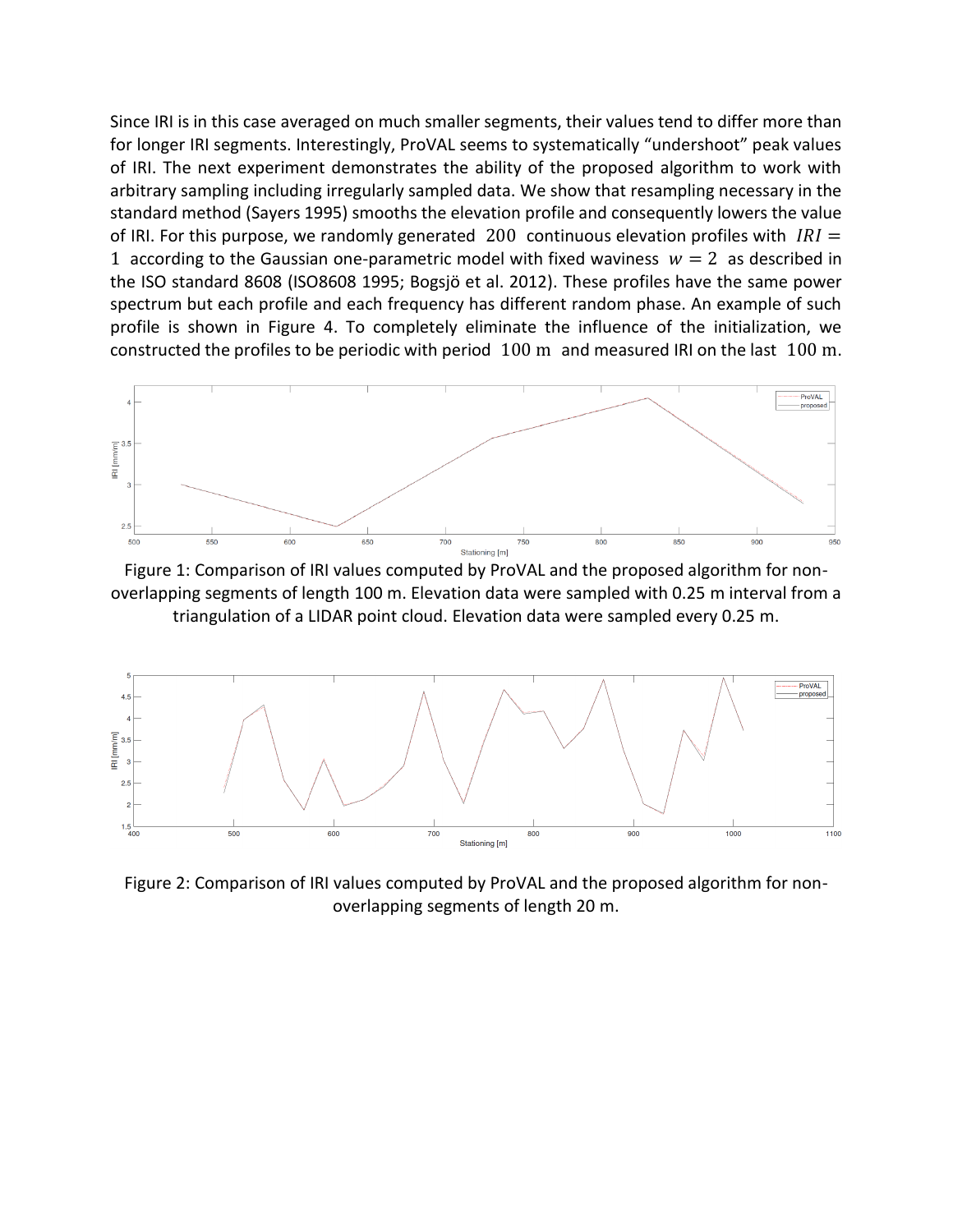Since IRI is in this case averaged on much smaller segments, their values tend to differ more than for longer IRI segments. Interestingly, ProVAL seems to systematically "undershoot" peak values of IRI. The next experiment demonstrates the ability of the proposed algorithm to work with arbitrary sampling including irregularly sampled data. We show that resampling necessary in the standard method (Sayers 1995) smooths the elevation profile and consequently lowers the value of IRI. For this purpose, we randomly generated $200$ continuous elevation profiles with $IRI = 1$ according to the Gaussian one-parametric model with fixed waviness $w = 2$ as described in the ISO standard 8608 (ISO8608 1995; Bogsjö et al. 2012). These profiles have the same power spectrum but each profile and each frequency has different random phase. An example of such profile is shown in Figure 4. To completely eliminate the influence of the initialization, we constructed the profiles to be periodic with period $100\ \mathrm{m}$ and measured IRI on the last $100\ \mathrm{m}$.

Figure 1: Comparison of IRI values computed by ProVAL and the proposed algorithm for non-overlapping segments of length 100 m. Elevation data were sampled with 0.25 m interval from a triangulation of a LIDAR point cloud. Elevation data were sampled every 0.25 m.

Figure 2: Comparison of IRI values computed by ProVAL and the proposed algorithm for non-overlapping segments of length 20 m.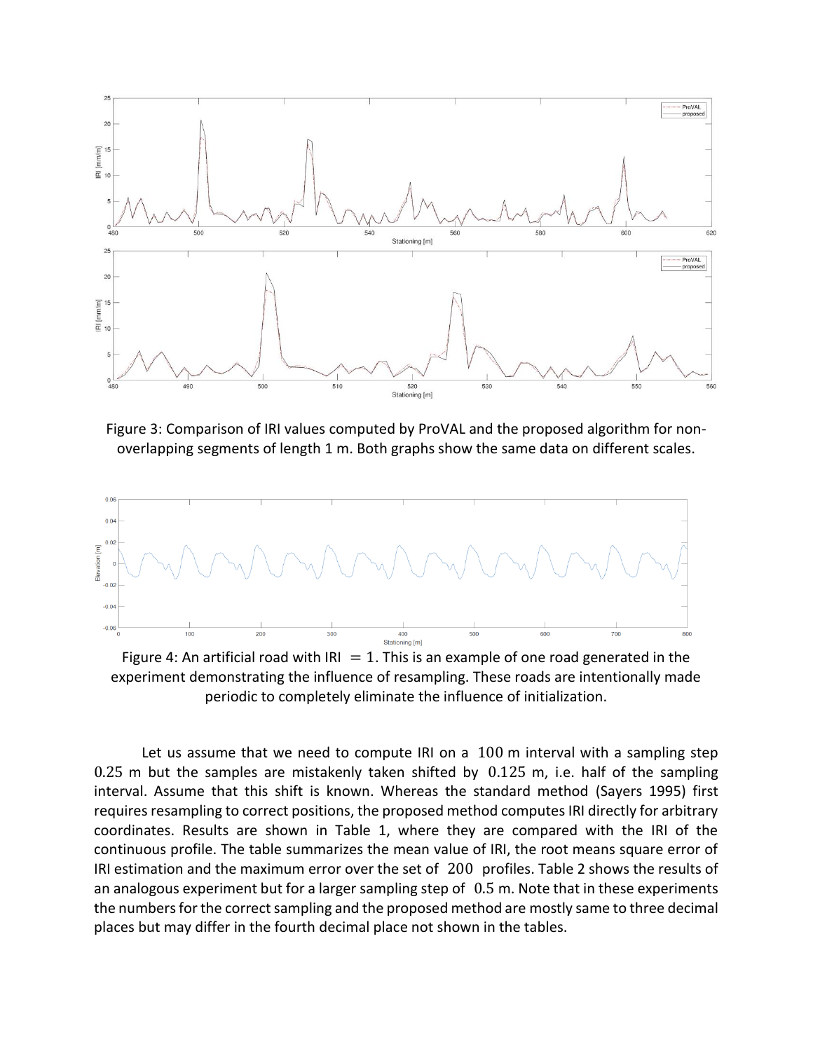Figure 3: Comparison of IRI values computed by ProVAL and the proposed algorithm for non-overlapping segments of length 1 m. Both graphs show the same data on different scales.

Figure 4: An artificial road with IRI $= 1$. This is an example of one road generated in the experiment demonstrating the influence of resampling. These roads are intentionally made periodic to completely eliminate the influence of initialization.

Let us assume that we need to compute IRI on a $100$ m interval with a sampling step $0.25$ m but the samples are mistakenly taken shifted by $0.125$ m, i.e. half of the sampling interval. Assume that this shift is known. Whereas the standard method (Sayers 1995) first requires resampling to correct positions, the proposed method computes IRI directly for arbitrary coordinates. Results are shown in Table 1, where they are compared with the IRI of the continuous profile. The table summarizes the mean value of IRI, the root means square error of IRI estimation and the maximum error over the set of $200$ profiles. Table 2 shows the results of an analogous experiment but for a larger sampling step of $0.5$ m. Note that in these experiments the numbers for the correct sampling and the proposed method are mostly same to three decimal places but may differ in the fourth decimal place not shown in the tables.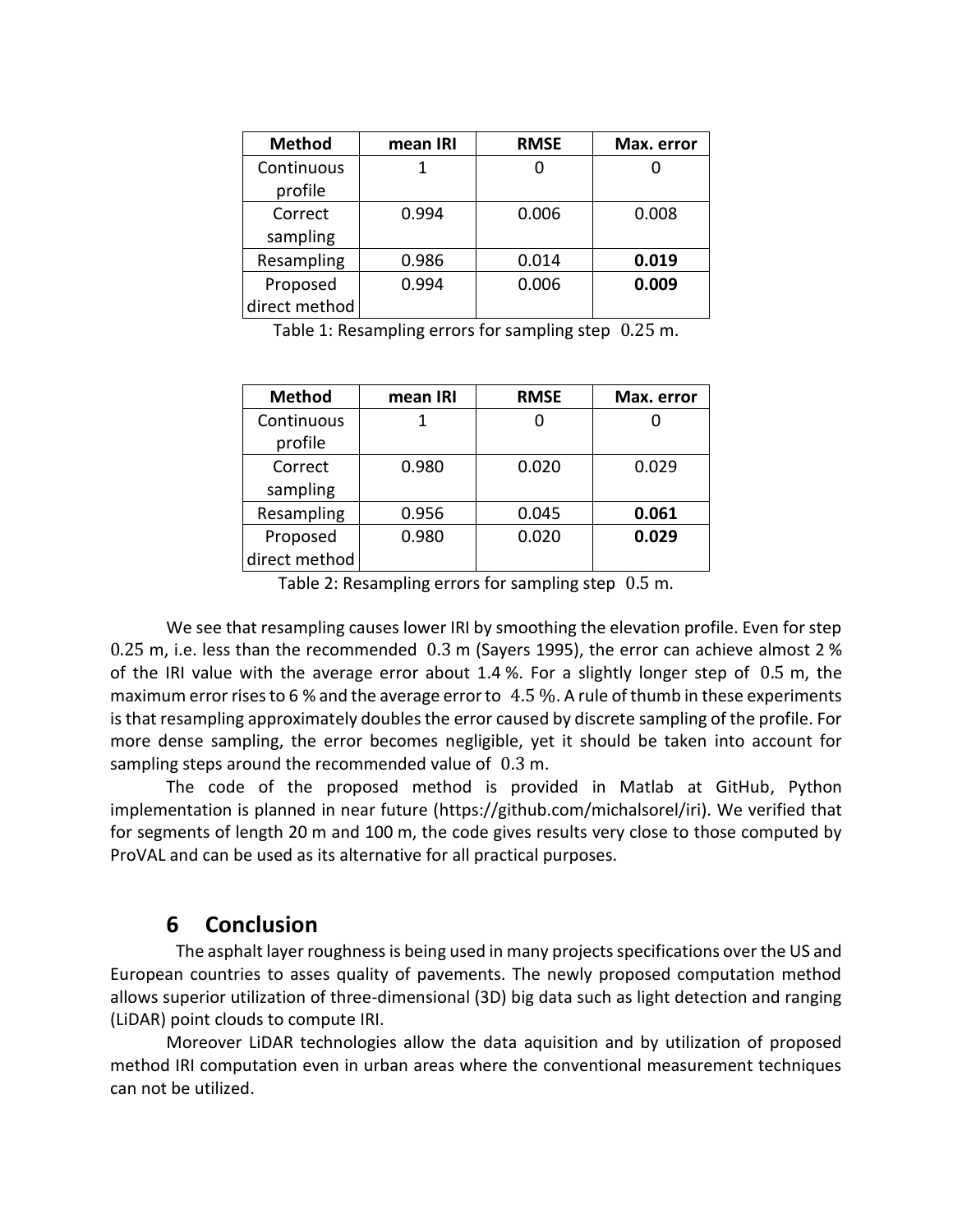| Method | mean IRI | RMSE | Max. error |
| --- | --- | --- | --- |
| Continuous profile | 1 | 0 | 0 |
| Correct sampling | 0.994 | 0.006 | 0.008 |
| Resampling | 0.986 | 0.014 | **0.019** |
| Proposed direct method | 0.994 | 0.006 | **0.009** |

Table 1: Resampling errors for sampling step $0.25$ m.

| Method | mean IRI | RMSE | Max. error |
| --- | --- | --- | --- |
| Continuous profile | 1 | 0 | 0 |
| Correct sampling | 0.980 | 0.020 | 0.029 |
| Resampling | 0.956 | 0.045 | **0.061** |
| Proposed direct method | 0.980 | 0.020 | **0.029** |

Table 2: Resampling errors for sampling step $0.5$ m.

We see that resampling causes lower IRI by smoothing the elevation profile. Even for step $0.25$ m, i.e. less than the recommended $0.3$ m (Sayers 1995), the error can achieve almost 2 % of the IRI value with the average error about 1.4 %. For a slightly longer step of $0.5$ m, the maximum error rises to 6 % and the average error to $4.5$ %. A rule of thumb in these experiments is that resampling approximately doubles the error caused by discrete sampling of the profile. For more dense sampling, the error becomes negligible, yet it should be taken into account for sampling steps around the recommended value of $0.3$ m.

The code of the proposed method is provided in Matlab at GitHub, Python implementation is planned in near future (https://github.com/michalsorel/iri). We verified that for segments of length 20 m and 100 m, the code gives results very close to those computed by ProVAL and can be used as its alternative for all practical purposes.

## 6 Conclusion

The asphalt layer roughness is being used in many projects specifications over the US and European countries to asses quality of pavements. The newly proposed computation method allows superior utilization of three-dimensional (3D) big data such as light detection and ranging (LiDAR) point clouds to compute IRI.

Moreover LiDAR technologies allow the data aquisition and by utilization of proposed method IRI computation even in urban areas where the conventional measurement techniques can not be utilized.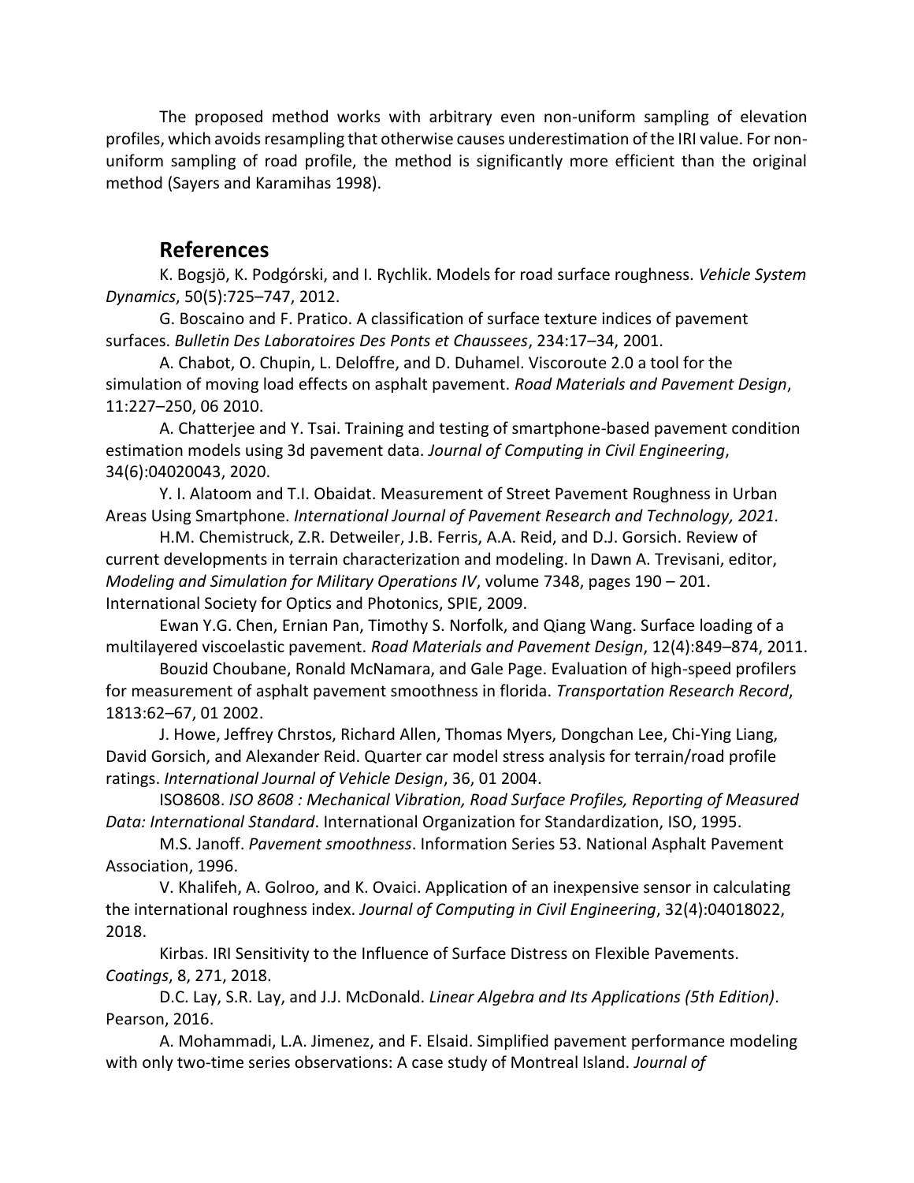The proposed method works with arbitrary even non-uniform sampling of elevation profiles, which avoids resampling that otherwise causes underestimation of the IRI value. For non-uniform sampling of road profile, the method is significantly more efficient than the original method (Sayers and Karamihas 1998).

## References

K. Bogsjö, K. Podgórski, and I. Rychlik. Models for road surface roughness. *Vehicle System Dynamics*, 50(5):725–747, 2012.

G. Boscaino and F. Pratico. A classification of surface texture indices of pavement surfaces. *Bulletin Des Laboratoires Des Ponts et Chaussees*, 234:17–34, 2001.

A. Chabot, O. Chupin, L. Deloffre, and D. Duhamel. Viscoroute 2.0 a tool for the simulation of moving load effects on asphalt pavement. *Road Materials and Pavement Design*, 11:227–250, 06 2010.

A. Chatterjee and Y. Tsai. Training and testing of smartphone-based pavement condition estimation models using 3d pavement data. *Journal of Computing in Civil Engineering*, 34(6):04020043, 2020.

Y. I. Alatoom and T.I. Obaidat. Measurement of Street Pavement Roughness in Urban Areas Using Smartphone. *International Journal of Pavement Research and Technology, 2021*.

H.M. Chemistruck, Z.R. Detweiler, J.B. Ferris, A.A. Reid, and D.J. Gorsich. Review of current developments in terrain characterization and modeling. In Dawn A. Trevisani, editor, *Modeling and Simulation for Military Operations IV*, volume 7348, pages 190 – 201. International Society for Optics and Photonics, SPIE, 2009.

Ewan Y.G. Chen, Ernian Pan, Timothy S. Norfolk, and Qiang Wang. Surface loading of a multilayered viscoelastic pavement. *Road Materials and Pavement Design*, 12(4):849–874, 2011.

Bouzid Choubane, Ronald McNamara, and Gale Page. Evaluation of high-speed profilers for measurement of asphalt pavement smoothness in florida. *Transportation Research Record*, 1813:62–67, 01 2002.

J. Howe, Jeffrey Chrstos, Richard Allen, Thomas Myers, Dongchan Lee, Chi-Ying Liang, David Gorsich, and Alexander Reid. Quarter car model stress analysis for terrain/road profile ratings. *International Journal of Vehicle Design*, 36, 01 2004.

ISO8608. *ISO 8608 : Mechanical Vibration, Road Surface Profiles, Reporting of Measured Data: International Standard*. International Organization for Standardization, ISO, 1995.

M.S. Janoff. *Pavement smoothness*. Information Series 53. National Asphalt Pavement Association, 1996.

V. Khalifeh, A. Golroo, and K. Ovaici. Application of an inexpensive sensor in calculating the international roughness index. *Journal of Computing in Civil Engineering*, 32(4):04018022, 2018.

Kirbas. IRI Sensitivity to the Influence of Surface Distress on Flexible Pavements. *Coatings*, 8, 271, 2018.

D.C. Lay, S.R. Lay, and J.J. McDonald. *Linear Algebra and Its Applications (5th Edition)*. Pearson, 2016.

A. Mohammadi, L.A. Jimenez, and F. Elsaid. Simplified pavement performance modeling with only two-time series observations: A case study of Montreal Island. *Journal of*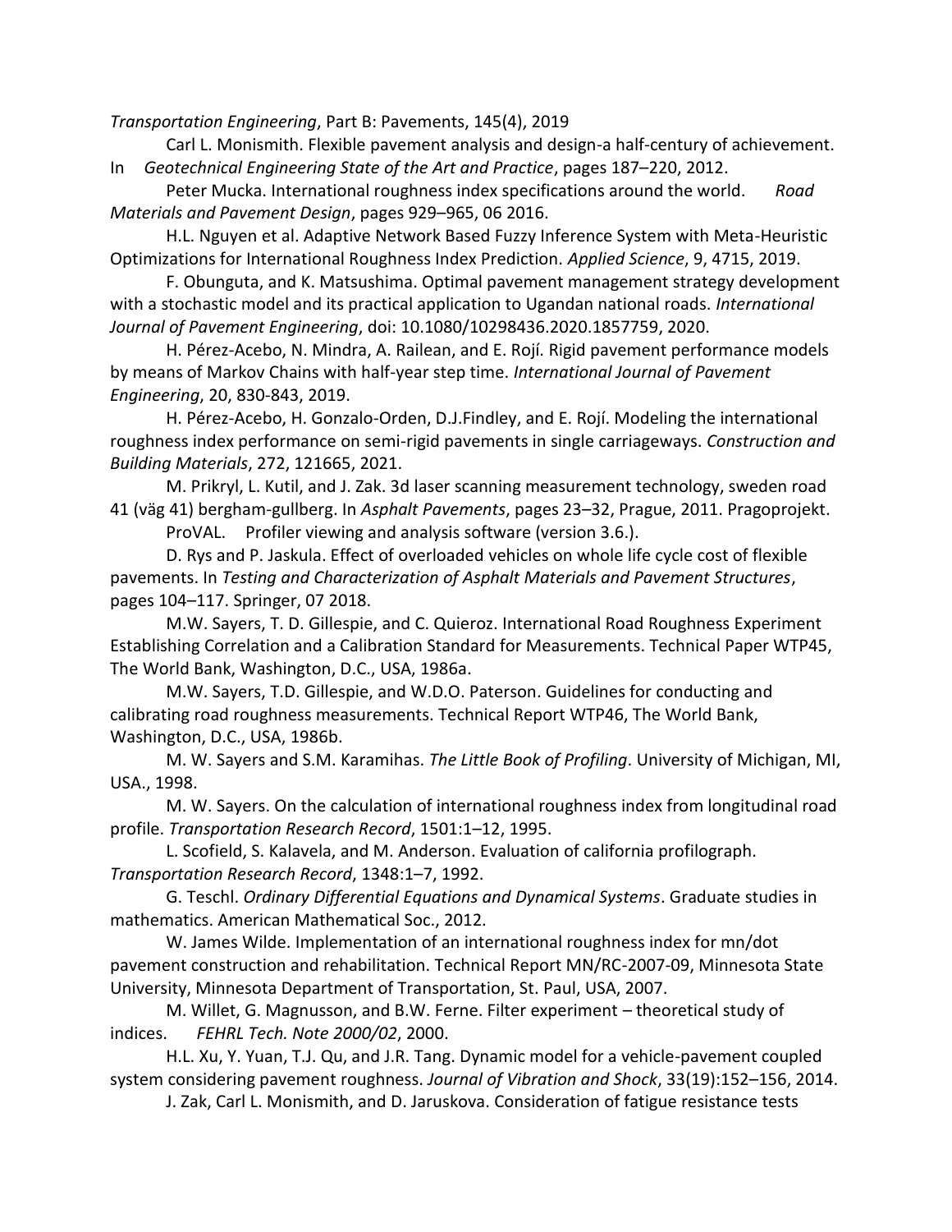*Transportation Engineering*, Part B: Pavements, 145(4), 2019

Carl L. Monismith. Flexible pavement analysis and design-a half-century of achievement. In *Geotechnical Engineering State of the Art and Practice*, pages 187–220, 2012.

Peter Mucka. International roughness index specifications around the world. *Road Materials and Pavement Design*, pages 929–965, 06 2016.

H.L. Nguyen et al. Adaptive Network Based Fuzzy Inference System with Meta-Heuristic Optimizations for International Roughness Index Prediction. *Applied Science*, 9, 4715, 2019.

F. Obunguta, and K. Matsushima. Optimal pavement management strategy development with a stochastic model and its practical application to Ugandan national roads. *International Journal of Pavement Engineering*, doi: 10.1080/10298436.2020.1857759, 2020.

H. Pérez-Acebo, N. Mindra, A. Railean, and E. Rojí. Rigid pavement performance models by means of Markov Chains with half-year step time. *International Journal of Pavement Engineering*, 20, 830-843, 2019.

H. Pérez-Acebo, H. Gonzalo-Orden, D.J.Findley, and E. Rojí. Modeling the international roughness index performance on semi-rigid pavements in single carriageways. *Construction and Building Materials*, 272, 121665, 2021.

M. Prikryl, L. Kutil, and J. Zak. 3d laser scanning measurement technology, sweden road 41 (väg 41) bergham-gullberg. In *Asphalt Pavements*, pages 23–32, Prague, 2011. Pragoprojekt.

ProVAL. Profiler viewing and analysis software (version 3.6.).

D. Rys and P. Jaskula. Effect of overloaded vehicles on whole life cycle cost of flexible pavements. In *Testing and Characterization of Asphalt Materials and Pavement Structures*, pages 104–117. Springer, 07 2018.

M.W. Sayers, T. D. Gillespie, and C. Quieroz. International Road Roughness Experiment Establishing Correlation and a Calibration Standard for Measurements. Technical Paper WTP45, The World Bank, Washington, D.C., USA, 1986a.

M.W. Sayers, T.D. Gillespie, and W.D.O. Paterson. Guidelines for conducting and calibrating road roughness measurements. Technical Report WTP46, The World Bank, Washington, D.C., USA, 1986b.

M. W. Sayers and S.M. Karamihas. *The Little Book of Profiling*. University of Michigan, MI, USA., 1998.

M. W. Sayers. On the calculation of international roughness index from longitudinal road profile. *Transportation Research Record*, 1501:1–12, 1995.

L. Scofield, S. Kalavela, and M. Anderson. Evaluation of california profilograph. *Transportation Research Record*, 1348:1–7, 1992.

G. Teschl. *Ordinary Differential Equations and Dynamical Systems*. Graduate studies in mathematics. American Mathematical Soc., 2012.

W. James Wilde. Implementation of an international roughness index for mn/dot pavement construction and rehabilitation. Technical Report MN/RC-2007-09, Minnesota State University, Minnesota Department of Transportation, St. Paul, USA, 2007.

M. Willet, G. Magnusson, and B.W. Ferne. Filter experiment – theoretical study of indices. *FEHRL Tech. Note 2000/02*, 2000.

H.L. Xu, Y. Yuan, T.J. Qu, and J.R. Tang. Dynamic model for a vehicle-pavement coupled system considering pavement roughness. *Journal of Vibration and Shock*, 33(19):152–156, 2014.

J. Zak, Carl L. Monismith, and D. Jaruskova. Consideration of fatigue resistance tests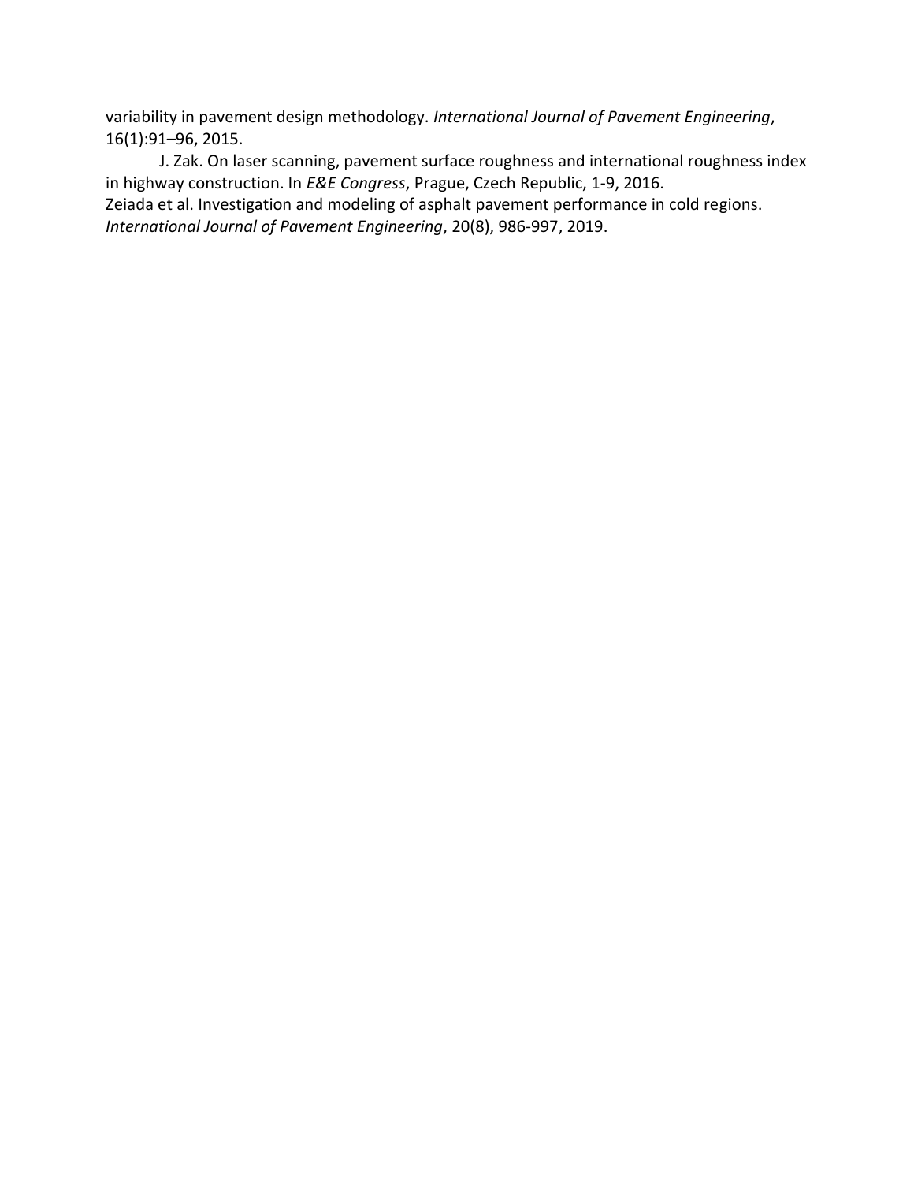variability in pavement design methodology. *International Journal of Pavement Engineering*, 16(1):91–96, 2015.

J. Zak. On laser scanning, pavement surface roughness and international roughness index in highway construction. In *E&E Congress*, Prague, Czech Republic, 1-9, 2016.

Zeiada et al. Investigation and modeling of asphalt pavement performance in cold regions. *International Journal of Pavement Engineering*, 20(8), 986-997, 2019.